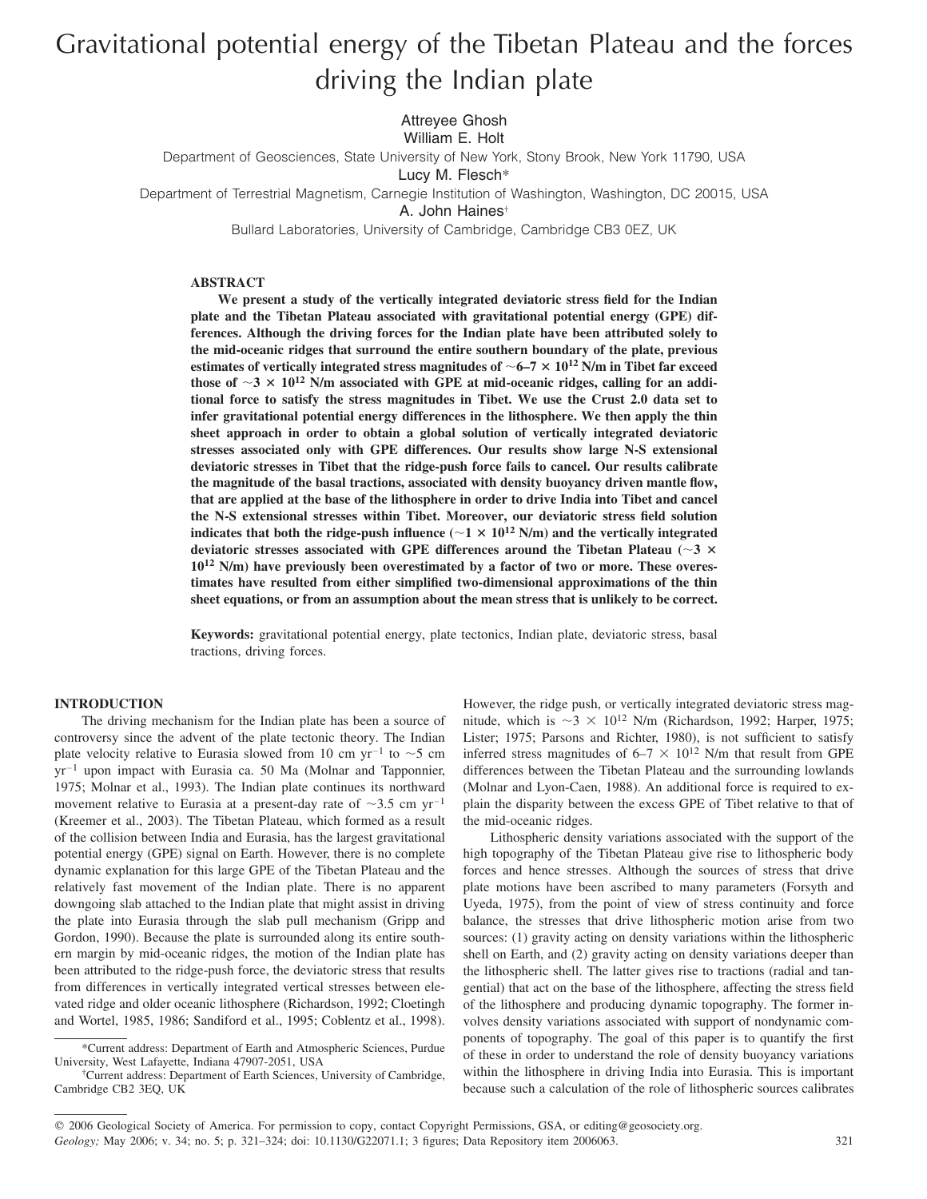# Gravitational potential energy of the Tibetan Plateau and the forces driving the Indian plate

Attreyee Ghosh
William E. Holt

Department of Geosciences, State University of New York, Stony Brook, New York 11790, USA

Lucy M. Flesch*

Department of Terrestrial Magnetism, Carnegie Institution of Washington, Washington, DC 20015, USA

A. John Haines†

Bullard Laboratories, University of Cambridge, Cambridge CB3 0EZ, UK

## ABSTRACT

**We present a study of the vertically integrated deviatoric stress field for the Indian plate and the Tibetan Plateau associated with gravitational potential energy (GPE) differences. Although the driving forces for the Indian plate have been attributed solely to the mid-oceanic ridges that surround the entire southern boundary of the plate, previous estimates of vertically integrated stress magnitudes of ~6–7 × $10^{12}$ N/m in Tibet far exceed those of ~3 × $10^{12}$ N/m associated with GPE at mid-oceanic ridges, calling for an additional force to satisfy the stress magnitudes in Tibet. We use the Crust 2.0 data set to infer gravitational potential energy differences in the lithosphere. We then apply the thin sheet approach in order to obtain a global solution of vertically integrated deviatoric stresses associated only with GPE differences. Our results show large N-S extensional deviatoric stresses in Tibet that the ridge-push force fails to cancel. Our results calibrate the magnitude of the basal tractions, associated with density buoyancy driven mantle flow, that are applied at the base of the lithosphere in order to drive India into Tibet and cancel the N-S extensional stresses within Tibet. Moreover, our deviatoric stress field solution indicates that both the ridge-push influence (~1 × $10^{12}$ N/m) and the vertically integrated deviatoric stresses associated with GPE differences around the Tibetan Plateau (~3 × $10^{12}$ N/m) have previously been overestimated by a factor of two or more. These overestimates have resulted from either simplified two-dimensional approximations of the thin sheet equations, or from an assumption about the mean stress that is unlikely to be correct.**

**Keywords:** gravitational potential energy, plate tectonics, Indian plate, deviatoric stress, basal tractions, driving forces.

## INTRODUCTION

The driving mechanism for the Indian plate has been a source of controversy since the advent of the plate tectonic theory. The Indian plate velocity relative to Eurasia slowed from 10 cm $yr^{-1}$ to ~5 cm $yr^{-1}$ upon impact with Eurasia ca. 50 Ma (Molnar and Tapponnier, 1975; Molnar et al., 1993). The Indian plate continues its northward movement relative to Eurasia at a present-day rate of ~3.5 cm $yr^{-1}$ (Kreemer et al., 2003). The Tibetan Plateau, which formed as a result of the collision between India and Eurasia, has the largest gravitational potential energy (GPE) signal on Earth. However, there is no complete dynamic explanation for this large GPE of the Tibetan Plateau and the relatively fast movement of the Indian plate. There is no apparent downgoing slab attached to the Indian plate that might assist in driving the plate into Eurasia through the slab pull mechanism (Gripp and Gordon, 1990). Because the plate is surrounded along its entire southern margin by mid-oceanic ridges, the motion of the Indian plate has been attributed to the ridge-push force, the deviatoric stress that results from differences in vertically integrated vertical stresses between elevated ridge and older oceanic lithosphere (Richardson, 1992; Cloetingh and Wortel, 1985, 1986; Sandiford et al., 1995; Coblentz et al., 1998). However, the ridge push, or vertically integrated deviatoric stress magnitude, which is ~3 × $10^{12}$ N/m (Richardson, 1992; Harper, 1975; Lister; 1975; Parsons and Richter, 1980), is not sufficient to satisfy inferred stress magnitudes of 6–7 × $10^{12}$ N/m that result from GPE differences between the Tibetan Plateau and the surrounding lowlands (Molnar and Lyon-Caen, 1988). An additional force is required to explain the disparity between the excess GPE of Tibet relative to that of the mid-oceanic ridges.

Lithospheric density variations associated with the support of the high topography of the Tibetan Plateau give rise to lithospheric body forces and hence stresses. Although the sources of stress that drive plate motions have been ascribed to many parameters (Forsyth and Uyeda, 1975), from the point of view of stress continuity and force balance, the stresses that drive lithospheric motion arise from two sources: (1) gravity acting on density variations within the lithospheric shell on Earth, and (2) gravity acting on density variations deeper than the lithospheric shell. The latter gives rise to tractions (radial and tangential) that act on the base of the lithosphere, affecting the stress field of the lithosphere and producing dynamic topography. The former involves density variations associated with support of nondynamic components of topography. The goal of this paper is to quantify the first of these in order to understand the role of density buoyancy variations within the lithosphere in driving India into Eurasia. This is important because such a calculation of the role of lithospheric sources calibrates

*Current address: Department of Earth and Atmospheric Sciences, Purdue University, West Lafayette, Indiana 47907-2051, USA

†Current address: Department of Earth Sciences, University of Cambridge, Cambridge CB2 3EQ, UK

© 2006 Geological Society of America. For permission to copy, contact Copyright Permissions, GSA, or editing@geosociety.org.
*Geology;* May 2006; v. 34; no. 5; p. 321–324; doi: 10.1130/G22071.1; 3 figures; Data Repository item 2006063.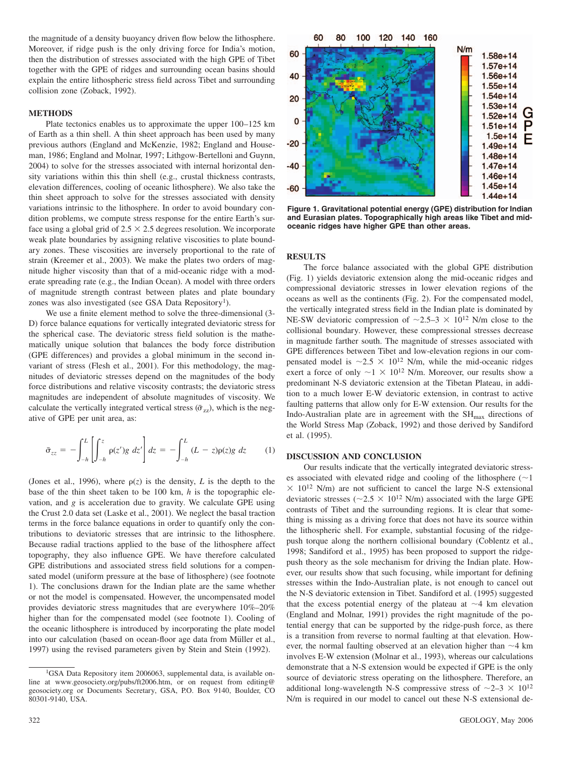the magnitude of a density buoyancy driven flow below the lithosphere. Moreover, if ridge push is the only driving force for India's motion, then the distribution of stresses associated with the high GPE of Tibet together with the GPE of ridges and surrounding ocean basins should explain the entire lithospheric stress field across Tibet and surrounding collision zone (Zoback, 1992).

## METHODS

Plate tectonics enables us to approximate the upper 100–125 km of Earth as a thin shell. A thin sheet approach has been used by many previous authors (England and McKenzie, 1982; England and Houseman, 1986; England and Molnar, 1997; Lithgow-Bertelloni and Guynn, 2004) to solve for the stresses associated with internal horizontal density variations within this thin shell (e.g., crustal thickness contrasts, elevation differences, cooling of oceanic lithosphere). We also take the thin sheet approach to solve for the stresses associated with density variations intrinsic to the lithosphere. In order to avoid boundary condition problems, we compute stress response for the entire Earth's surface using a global grid of 2.5 × 2.5 degrees resolution. We incorporate weak plate boundaries by assigning relative viscosities to plate boundary zones. These viscosities are inversely proportional to the rate of strain (Kreemer et al., 2003). We make the plates two orders of magnitude higher viscosity than that of a mid-oceanic ridge with a moderate spreading rate (e.g., the Indian Ocean). A model with three orders of magnitude strength contrast between plates and plate boundary zones was also investigated (see GSA Data Repository[1]).

We use a finite element method to solve the three-dimensional (3-D) force balance equations for vertically integrated deviatoric stress for the spherical case. The deviatoric stress field solution is the mathematically unique solution that balances the body force distribution (GPE differences) and provides a global minimum in the second invariant of stress (Flesh et al., 2001). For this methodology, the magnitudes of deviatoric stresses depend on the magnitudes of the body force distributions and relative viscosity contrasts; the deviatoric stress magnitudes are independent of absolute magnitudes of viscosity. We calculate the vertically integrated vertical stress ($\bar{\sigma}_{zz}$), which is the negative of GPE per unit area, as:

$$\bar{\sigma}_{zz} = -\int_{-h}^{L}\left[\int_{-h}^{z} \rho(z')g\, dz'\right] dz = -\int_{-h}^{L} (L - z)\rho(z)g\, dz \qquad (1)$$

(Jones et al., 1996), where $\rho(z)$ is the density, $L$ is the depth to the base of the thin sheet taken to be 100 km, $h$ is the topographic elevation, and $g$ is acceleration due to gravity. We calculate GPE using the Crust 2.0 data set (Laske et al., 2001). We neglect the basal traction terms in the force balance equations in order to quantify only the contributions to deviatoric stresses that are intrinsic to the lithosphere. Because radial tractions applied to the base of the lithosphere affect topography, they also influence GPE. We have therefore calculated GPE distributions and associated stress field solutions for a compensated model (uniform pressure at the base of lithosphere) (see footnote 1). The conclusions drawn for the Indian plate are the same whether or not the model is compensated. However, the uncompensated model provides deviatoric stress magnitudes that are everywhere 10%–20% higher than for the compensated model (see footnote 1). Cooling of the oceanic lithosphere is introduced by incorporating the plate model into our calculation (based on ocean-floor age data from Müller et al., 1997) using the revised parameters given by Stein and Stein (1992).

[1]GSA Data Repository item 2006063, supplemental data, is available online at www.geosociety.org/pubs/ft2006.htm, or on request from editing@geosociety.org or Documents Secretary, GSA, P.O. Box 9140, Boulder, CO 80301-9140, USA.

**Figure 1. Gravitational potential energy (GPE) distribution for Indian and Eurasian plates. Topographically high areas like Tibet and mid-oceanic ridges have higher GPE than other areas.**

## RESULTS

The force balance associated with the global GPE distribution (Fig. 1) yields deviatoric extension along the mid-oceanic ridges and compressional deviatoric stresses in lower elevation regions of the oceans as well as the continents (Fig. 2). For the compensated model, the vertically integrated stress field in the Indian plate is dominated by NE-SW deviatoric compression of ~2.5–3 × $10^{12}$ N/m close to the collisional boundary. However, these compressional stresses decrease in magnitude farther south. The magnitude of stresses associated with GPE differences between Tibet and low-elevation regions in our compensated model is ~2.5 × $10^{12}$ N/m, while the mid-oceanic ridges exert a force of only ~1 × $10^{12}$ N/m. Moreover, our results show a predominant N-S deviatoric extension at the Tibetan Plateau, in addition to a much lower E-W deviatoric extension, in contrast to active faulting patterns that allow only for E-W extension. Our results for the Indo-Australian plate are in agreement with the $SH_{max}$ directions of the World Stress Map (Zoback, 1992) and those derived by Sandiford et al. (1995).

## DISCUSSION AND CONCLUSION

Our results indicate that the vertically integrated deviatoric stresses associated with elevated ridge and cooling of the lithosphere (~1 × $10^{12}$ N/m) are not sufficient to cancel the large N-S extensional deviatoric stresses (~2.5 × $10^{12}$ N/m) associated with the large GPE contrasts of Tibet and the surrounding regions. It is clear that something is missing as a driving force that does not have its source within the lithospheric shell. For example, substantial focusing of the ridge-push torque along the northern collisional boundary (Coblentz et al., 1998; Sandiford et al., 1995) has been proposed to support the ridge-push theory as the sole mechanism for driving the Indian plate. However, our results show that such focusing, while important for defining stresses within the Indo-Australian plate, is not enough to cancel out the N-S deviatoric extension in Tibet. Sandiford et al. (1995) suggested that the excess potential energy of the plateau at ~4 km elevation (England and Molnar, 1991) provides the right magnitude of the potential energy that can be supported by the ridge-push force, as there is a transition from reverse to normal faulting at that elevation. However, the normal faulting observed at an elevation higher than ~4 km involves E-W extension (Molnar et al., 1993), whereas our calculations demonstrate that a N-S extension would be expected if GPE is the only source of deviatoric stress operating on the lithosphere. Therefore, an additional long-wavelength N-S compressive stress of ~2–3 × $10^{12}$ N/m is required in our model to cancel out these N-S extensional de-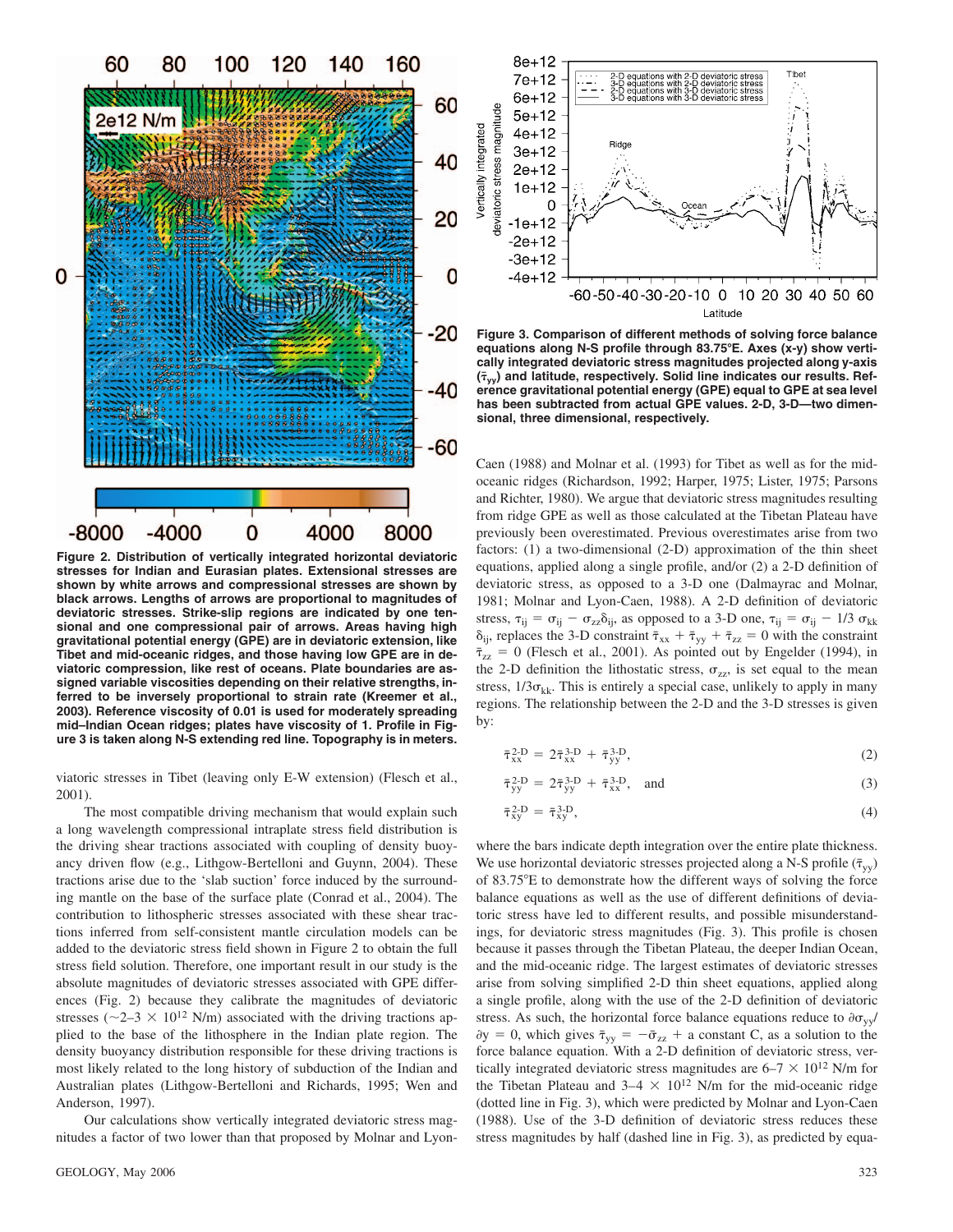Figure 2. Distribution of vertically integrated horizontal deviatoric stresses for Indian and Eurasian plates. Extensional stresses are shown by white arrows and compressional stresses are shown by black arrows. Lengths of arrows are proportional to magnitudes of deviatoric stresses. Strike-slip regions are indicated by one tensional and one compressional pair of arrows. Areas having high gravitational potential energy (GPE) are in deviatoric extension, like Tibet and mid-oceanic ridges, and those having low GPE are in deviatoric compression, like rest of oceans. Plate boundaries are assigned variable viscosities depending on their relative strengths, inferred to be inversely proportional to strain rate (Kreemer et al., 2003). Reference viscosity of 0.01 is used for moderately spreading mid–Indian Ocean ridges; plates have viscosity of 1. Profile in Figure 3 is taken along N-S extending red line. Topography is in meters.

viatoric stresses in Tibet (leaving only E-W extension) (Flesch et al., 2001).

The most compatible driving mechanism that would explain such a long wavelength compressional intraplate stress field distribution is the driving shear tractions associated with coupling of density buoyancy driven flow (e.g., Lithgow-Bertelloni and Guynn, 2004). These tractions arise due to the 'slab suction' force induced by the surrounding mantle on the base of the surface plate (Conrad et al., 2004). The contribution to lithospheric stresses associated with these shear tractions inferred from self-consistent mantle circulation models can be added to the deviatoric stress field shown in Figure 2 to obtain the full stress field solution. Therefore, one important result in our study is the absolute magnitudes of deviatoric stresses associated with GPE differences (Fig. 2) because they calibrate the magnitudes of deviatoric stresses ($\sim$2–3 $\times$ $10^{12}$ N/m) associated with the driving tractions applied to the base of the lithosphere in the Indian plate region. The density buoyancy distribution responsible for these driving tractions is most likely related to the long history of subduction of the Indian and Australian plates (Lithgow-Bertelloni and Richards, 1995; Wen and Anderson, 1997).

Our calculations show vertically integrated deviatoric stress magnitudes a factor of two lower than that proposed by Molnar and Lyon-Caen (1988) and Molnar et al. (1993) for Tibet as well as for the mid-oceanic ridges (Richardson, 1992; Harper, 1975; Lister, 1975; Parsons and Richter, 1980). We argue that deviatoric stress magnitudes resulting from ridge GPE as well as those calculated at the Tibetan Plateau have previously been overestimated. Previous overestimates arise from two factors: (1) a two-dimensional (2-D) approximation of the thin sheet equations, applied along a single profile, and/or (2) a 2-D definition of deviatoric stress, as opposed to a 3-D one (Dalmayrac and Molnar, 1981; Molnar and Lyon-Caen, 1988). A 2-D definition of deviatoric stress, $\tau_{ij} = \sigma_{ij} - \sigma_{zz}\delta_{ij}$, as opposed to a 3-D one, $\tau_{ij} = \sigma_{ij} - 1/3\,\sigma_{kk}\,\delta_{ij}$, replaces the 3-D constraint $\bar{\tau}_{xx} + \bar{\tau}_{yy} + \bar{\tau}_{zz} = 0$ with the constraint $\bar{\tau}_{zz} = 0$ (Flesch et al., 2001). As pointed out by Engelder (1994), in the 2-D definition the lithostatic stress, $\sigma_{zz}$, is set equal to the mean stress, $1/3\sigma_{kk}$. This is entirely a special case, unlikely to apply in many regions. The relationship between the 2-D and the 3-D stresses is given by:

$$\bar{\tau}^{2\text{-D}}_{xx} = 2\bar{\tau}^{3\text{-D}}_{xx} + \bar{\tau}^{3\text{-D}}_{yy}, \tag{2}$$

$$\bar{\tau}^{2\text{-D}}_{yy} = 2\bar{\tau}^{3\text{-D}}_{yy} + \bar{\tau}^{3\text{-D}}_{xx}, \quad \text{and} \tag{3}$$

$$\bar{\tau}^{2\text{-D}}_{xy} = \bar{\tau}^{3\text{-D}}_{xy}, \tag{4}$$

where the bars indicate depth integration over the entire plate thickness. We use horizontal deviatoric stresses projected along a N-S profile ($\bar{\tau}_{yy}$) of 83.75°E to demonstrate how the different ways of solving the force balance equations as well as the use of different definitions of deviatoric stress have led to different results, and possible misunderstandings, for deviatoric stress magnitudes (Fig. 3). This profile is chosen because it passes through the Tibetan Plateau, the deeper Indian Ocean, and the mid-oceanic ridge. The largest estimates of deviatoric stresses arise from solving simplified 2-D thin sheet equations, applied along a single profile, along with the use of the 2-D definition of deviatoric stress. As such, the horizontal force balance equations reduce to $\partial\sigma_{yy}/\partial y = 0$, which gives $\bar{\tau}_{yy} = -\bar{\sigma}_{zz}$ + a constant C, as a solution to the force balance equation. With a 2-D definition of deviatoric stress, vertically integrated deviatoric stress magnitudes are 6–7 $\times$ $10^{12}$ N/m for the Tibetan Plateau and 3–4 $\times$ $10^{12}$ N/m for the mid-oceanic ridge (dotted line in Fig. 3), which were predicted by Molnar and Lyon-Caen (1988). Use of the 3-D definition of deviatoric stress reduces these stress magnitudes by half (dashed line in Fig. 3), as predicted by equa-

Figure 3. Comparison of different methods of solving force balance equations along N-S profile through 83.75°E. Axes (x-y) show vertically integrated deviatoric stress magnitudes projected along y-axis ($\bar{\tau}_{yy}$) and latitude, respectively. Solid line indicates our results. Reference gravitational potential energy (GPE) equal to GPE at sea level has been subtracted from actual GPE values. 2-D, 3-D—two dimensional, three dimensional, respectively.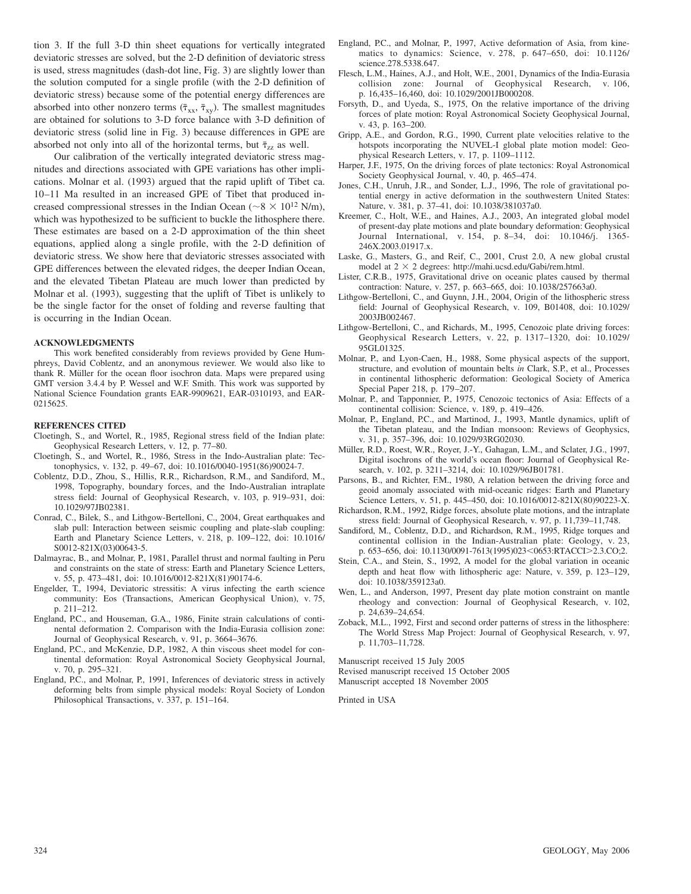tion 3. If the full 3-D thin sheet equations for vertically integrated deviatoric stresses are solved, but the 2-D definition of deviatoric stress is used, stress magnitudes (dash-dot line, Fig. 3) are slightly lower than the solution computed for a single profile (with the 2-D definition of deviatoric stress) because some of the potential energy differences are absorbed into other nonzero terms ($\bar{\tau}_{xx}$, $\bar{\tau}_{xy}$). The smallest magnitudes are obtained for solutions to 3-D force balance with 3-D definition of deviatoric stress (solid line in Fig. 3) because differences in GPE are absorbed not only into all of the horizontal terms, but $\bar{\tau}_{zz}$ as well.

Our calibration of the vertically integrated deviatoric stress magnitudes and directions associated with GPE variations has other implications. Molnar et al. (1993) argued that the rapid uplift of Tibet ca. 10–11 Ma resulted in an increased GPE of Tibet that produced increased compressional stresses in the Indian Ocean (~$8 \times 10^{12}$ N/m), which was hypothesized to be sufficient to buckle the lithosphere there. These estimates are based on a 2-D approximation of the thin sheet equations, applied along a single profile, with the 2-D definition of deviatoric stress. We show here that deviatoric stresses associated with GPE differences between the elevated ridges, the deeper Indian Ocean, and the elevated Tibetan Plateau are much lower than predicted by Molnar et al. (1993), suggesting that the uplift of Tibet is unlikely to be the single factor for the onset of folding and reverse faulting that is occurring in the Indian Ocean.

## ACKNOWLEDGMENTS

This work benefited considerably from reviews provided by Gene Humphreys, David Coblentz, and an anonymous reviewer. We would also like to thank R. Müller for the ocean floor isochron data. Maps were prepared using GMT version 3.4.4 by P. Wessel and W.F. Smith. This work was supported by National Science Foundation grants EAR-9909621, EAR-0310193, and EAR-0215625.

## REFERENCES CITED

Cloetingh, S., and Wortel, R., 1985, Regional stress field of the Indian plate: Geophysical Research Letters, v. 12, p. 77–80.

Cloetingh, S., and Wortel, R., 1986, Stress in the Indo-Australian plate: Tectonophysics, v. 132, p. 49–67, doi: 10.1016/0040-1951(86)90024-7.

Coblentz, D.D., Zhou, S., Hillis, R.R., Richardson, R.M., and Sandiford, M., 1998, Topography, boundary forces, and the Indo-Australian intraplate stress field: Journal of Geophysical Research, v. 103, p. 919–931, doi: 10.1029/97JB02381.

Conrad, C., Bilek, S., and Lithgow-Bertelloni, C., 2004, Great earthquakes and slab pull: Interaction between seismic coupling and plate-slab coupling: Earth and Planetary Science Letters, v. 218, p. 109–122, doi: 10.1016/S0012-821X(03)00643-5.

Dalmayrac, B., and Molnar, P., 1981, Parallel thrust and normal faulting in Peru and constraints on the state of stress: Earth and Planetary Science Letters, v. 55, p. 473–481, doi: 10.1016/0012-821X(81)90174-6.

Engelder, T., 1994, Deviatoric stressitis: A virus infecting the earth science community: Eos (Transactions, American Geophysical Union), v. 75, p. 211–212.

England, P.C., and Houseman, G.A., 1986, Finite strain calculations of continental deformation 2. Comparison with the India-Eurasia collision zone: Journal of Geophysical Research, v. 91, p. 3664–3676.

England, P.C., and McKenzie, D.P., 1982, A thin viscous sheet model for continental deformation: Royal Astronomical Society Geophysical Journal, v. 70, p. 295–321.

England, P.C., and Molnar, P., 1991, Inferences of deviatoric stress in actively deforming belts from simple physical models: Royal Society of London Philosophical Transactions, v. 337, p. 151–164.

England, P.C., and Molnar, P., 1997, Active deformation of Asia, from kinematics to dynamics: Science, v. 278, p. 647–650, doi: 10.1126/science.278.5338.647.

Flesch, L.M., Haines, A.J., and Holt, W.E., 2001, Dynamics of the India-Eurasia collision zone: Journal of Geophysical Research, v. 106, p. 16,435–16,460, doi: 10.1029/2001JB000208.

Forsyth, D., and Uyeda, S., 1975, On the relative importance of the driving forces of plate motion: Royal Astronomical Society Geophysical Journal, v. 43, p. 163–200.

Gripp, A.E., and Gordon, R.G., 1990, Current plate velocities relative to the hotspots incorporating the NUVEL-I global plate motion model: Geophysical Research Letters, v. 17, p. 1109–1112.

Harper, J.F., 1975, On the driving forces of plate tectonics: Royal Astronomical Society Geophysical Journal, v. 40, p. 465–474.

Jones, C.H., Unruh, J.R., and Sonder, L.J., 1996, The role of gravitational potential energy in active deformation in the southwestern United States: Nature, v. 381, p. 37–41, doi: 10.1038/381037a0.

Kreemer, C., Holt, W.E., and Haines, A.J., 2003, An integrated global model of present-day plate motions and plate boundary deformation: Geophysical Journal International, v. 154, p. 8–34, doi: 10.1046/j. 1365-246X.2003.01917.x.

Laske, G., Masters, G., and Reif, C., 2001, Crust 2.0, A new global crustal model at 2 × 2 degrees: http://mahi.ucsd.edu/Gabi/rem.html.

Lister, C.R.B., 1975, Gravitational drive on oceanic plates caused by thermal contraction: Nature, v. 257, p. 663–665, doi: 10.1038/257663a0.

Lithgow-Bertelloni, C., and Guynn, J.H., 2004, Origin of the lithospheric stress field: Journal of Geophysical Research, v. 109, B01408, doi: 10.1029/2003JB002467.

Lithgow-Bertelloni, C., and Richards, M., 1995, Cenozoic plate driving forces: Geophysical Research Letters, v. 22, p. 1317–1320, doi: 10.1029/95GL01325.

Molnar, P., and Lyon-Caen, H., 1988, Some physical aspects of the support, structure, and evolution of mountain belts *in* Clark, S.P., et al., Processes in continental lithospheric deformation: Geological Society of America Special Paper 218, p. 179–207.

Molnar, P., and Tapponnier, P., 1975, Cenozoic tectonics of Asia: Effects of a continental collision: Science, v. 189, p. 419–426.

Molnar, P., England, P.C., and Martinod, J., 1993, Mantle dynamics, uplift of the Tibetan plateau, and the Indian monsoon: Reviews of Geophysics, v. 31, p. 357–396, doi: 10.1029/93RG02030.

Müller, R.D., Roest, W.R., Royer, J.-Y., Gahagan, L.M., and Sclater, J.G., 1997, Digital isochrons of the world's ocean floor: Journal of Geophysical Research, v. 102, p. 3211–3214, doi: 10.1029/96JB01781.

Parsons, B., and Richter, F.M., 1980, A relation between the driving force and geoid anomaly associated with mid-oceanic ridges: Earth and Planetary Science Letters, v. 51, p. 445–450, doi: 10.1016/0012-821X(80)90223-X.

Richardson, R.M., 1992, Ridge forces, absolute plate motions, and the intraplate stress field: Journal of Geophysical Research, v. 97, p. 11,739–11,748.

Sandiford, M., Coblentz, D.D., and Richardson, R.M., 1995, Ridge torques and continental collision in the Indian-Australian plate: Geology, v. 23, p. 653–656, doi: 10.1130/0091-7613(1995)023<0653:RTACCI>2.3.CO;2.

Stein, C.A., and Stein, S., 1992, A model for the global variation in oceanic depth and heat flow with lithospheric age: Nature, v. 359, p. 123–129, doi: 10.1038/359123a0.

Wen, L., and Anderson, 1997, Present day plate motion constraint on mantle rheology and convection: Journal of Geophysical Research, v. 102, p. 24,639–24,654.

Zoback, M.L., 1992, First and second order patterns of stress in the lithosphere: The World Stress Map Project: Journal of Geophysical Research, v. 97, p. 11,703–11,728.

Manuscript received 15 July 2005
Revised manuscript received 15 October 2005
Manuscript accepted 18 November 2005

Printed in USA